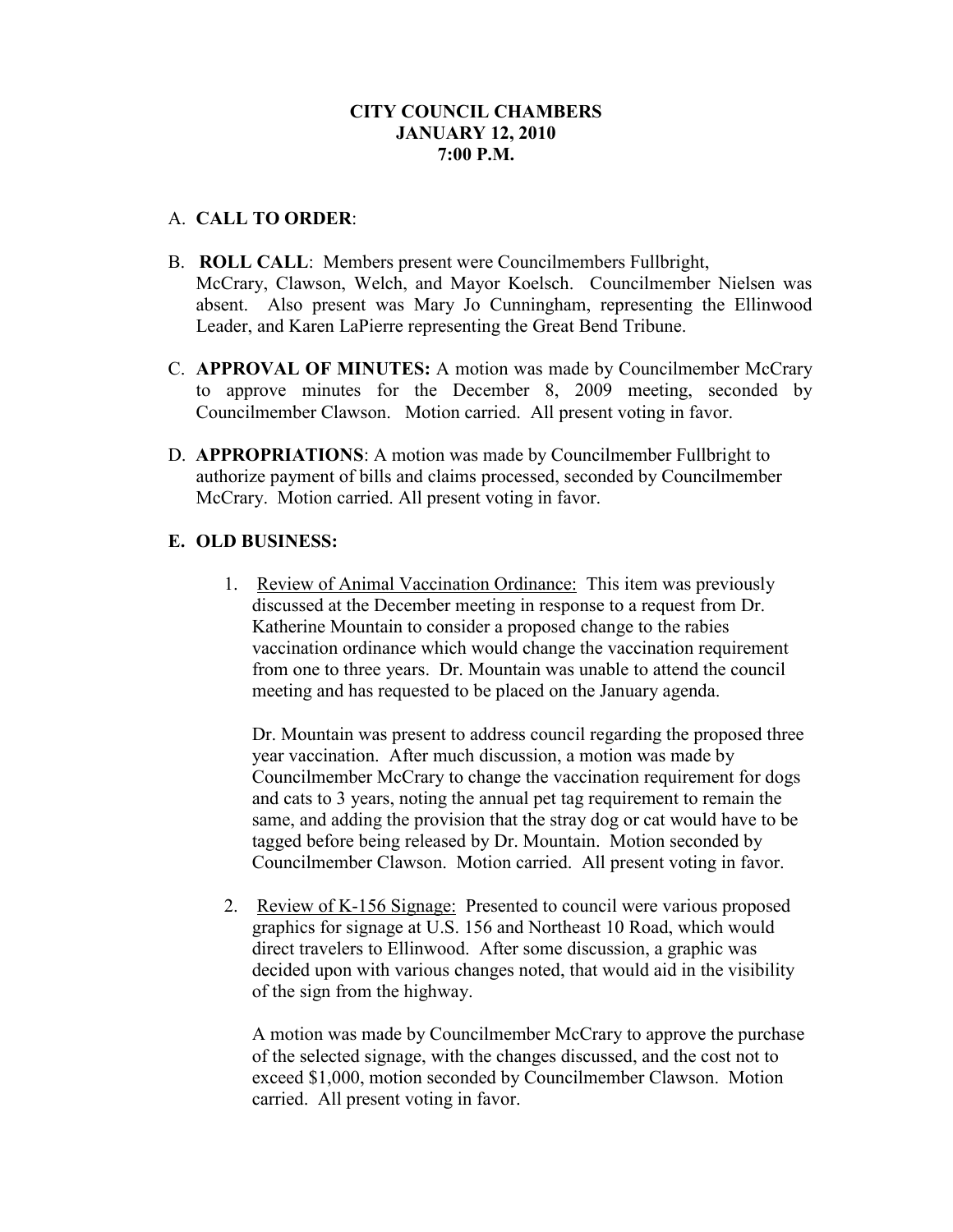**CITY COUNCIL CHAMBERS**
**JANUARY 12, 2010**
**7:00 P.M.**

A. **CALL TO ORDER**:

B. **ROLL CALL**: Members present were Councilmembers Fullbright, McCrary, Clawson, Welch, and Mayor Koelsch. Councilmember Nielsen was absent. Also present was Mary Jo Cunningham, representing the Ellinwood Leader, and Karen LaPierre representing the Great Bend Tribune.

C. **APPROVAL OF MINUTES:** A motion was made by Councilmember McCrary to approve minutes for the December 8, 2009 meeting, seconded by Councilmember Clawson. Motion carried. All present voting in favor.

D. **APPROPRIATIONS**: A motion was made by Councilmember Fullbright to authorize payment of bills and claims processed, seconded by Councilmember McCrary. Motion carried. All present voting in favor.

**E. OLD BUSINESS:**

1. Review of Animal Vaccination Ordinance: This item was previously discussed at the December meeting in response to a request from Dr. Katherine Mountain to consider a proposed change to the rabies vaccination ordinance which would change the vaccination requirement from one to three years. Dr. Mountain was unable to attend the council meeting and has requested to be placed on the January agenda.

   Dr. Mountain was present to address council regarding the proposed three year vaccination. After much discussion, a motion was made by Councilmember McCrary to change the vaccination requirement for dogs and cats to 3 years, noting the annual pet tag requirement to remain the same, and adding the provision that the stray dog or cat would have to be tagged before being released by Dr. Mountain. Motion seconded by Councilmember Clawson. Motion carried. All present voting in favor.

2. Review of K-156 Signage: Presented to council were various proposed graphics for signage at U.S. 156 and Northeast 10 Road, which would direct travelers to Ellinwood. After some discussion, a graphic was decided upon with various changes noted, that would aid in the visibility of the sign from the highway.

   A motion was made by Councilmember McCrary to approve the purchase of the selected signage, with the changes discussed, and the cost not to exceed $1,000, motion seconded by Councilmember Clawson. Motion carried. All present voting in favor.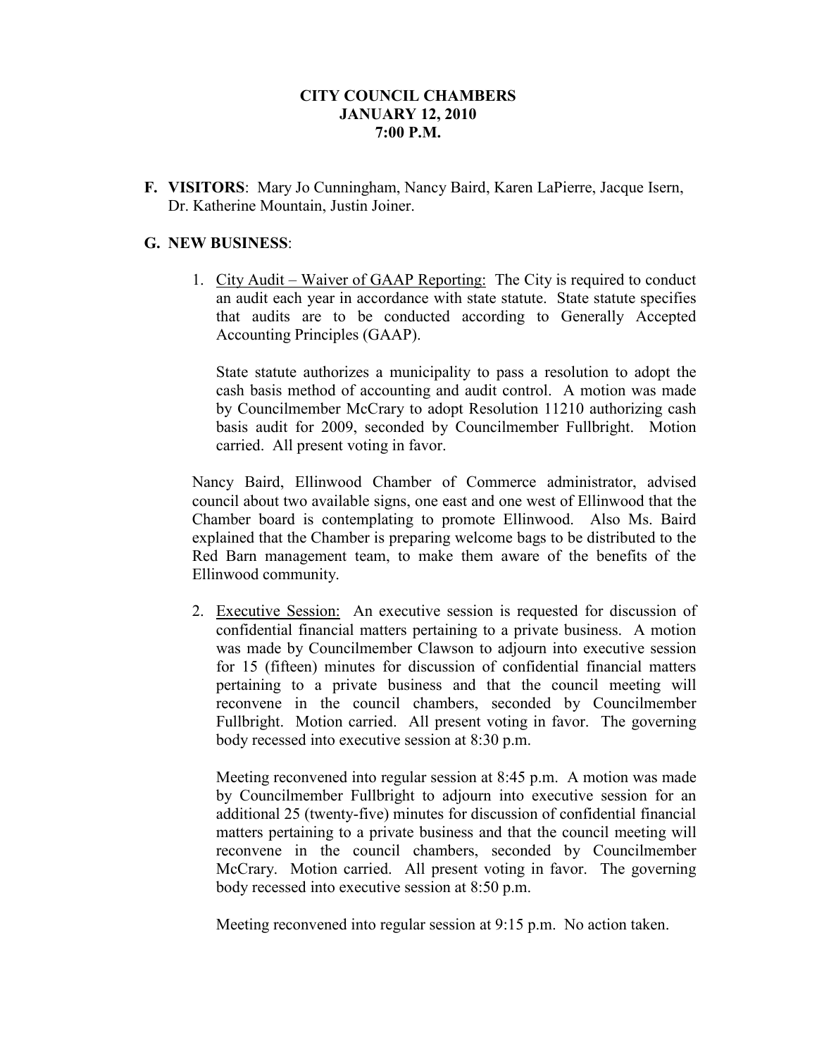**CITY COUNCIL CHAMBERS**
**JANUARY 12, 2010**
**7:00 P.M.**

**F. VISITORS**: Mary Jo Cunningham, Nancy Baird, Karen LaPierre, Jacque Isern, Dr. Katherine Mountain, Justin Joiner.

**G. NEW BUSINESS**:

1. City Audit – Waiver of GAAP Reporting: The City is required to conduct an audit each year in accordance with state statute. State statute specifies that audits are to be conducted according to Generally Accepted Accounting Principles (GAAP).

   State statute authorizes a municipality to pass a resolution to adopt the cash basis method of accounting and audit control. A motion was made by Councilmember McCrary to adopt Resolution 11210 authorizing cash basis audit for 2009, seconded by Councilmember Fullbright. Motion carried. All present voting in favor.

Nancy Baird, Ellinwood Chamber of Commerce administrator, advised council about two available signs, one east and one west of Ellinwood that the Chamber board is contemplating to promote Ellinwood. Also Ms. Baird explained that the Chamber is preparing welcome bags to be distributed to the Red Barn management team, to make them aware of the benefits of the Ellinwood community.

2. Executive Session: An executive session is requested for discussion of confidential financial matters pertaining to a private business. A motion was made by Councilmember Clawson to adjourn into executive session for 15 (fifteen) minutes for discussion of confidential financial matters pertaining to a private business and that the council meeting will reconvene in the council chambers, seconded by Councilmember Fullbright. Motion carried. All present voting in favor. The governing body recessed into executive session at 8:30 p.m.

   Meeting reconvened into regular session at 8:45 p.m. A motion was made by Councilmember Fullbright to adjourn into executive session for an additional 25 (twenty-five) minutes for discussion of confidential financial matters pertaining to a private business and that the council meeting will reconvene in the council chambers, seconded by Councilmember McCrary. Motion carried. All present voting in favor. The governing body recessed into executive session at 8:50 p.m.

   Meeting reconvened into regular session at 9:15 p.m. No action taken.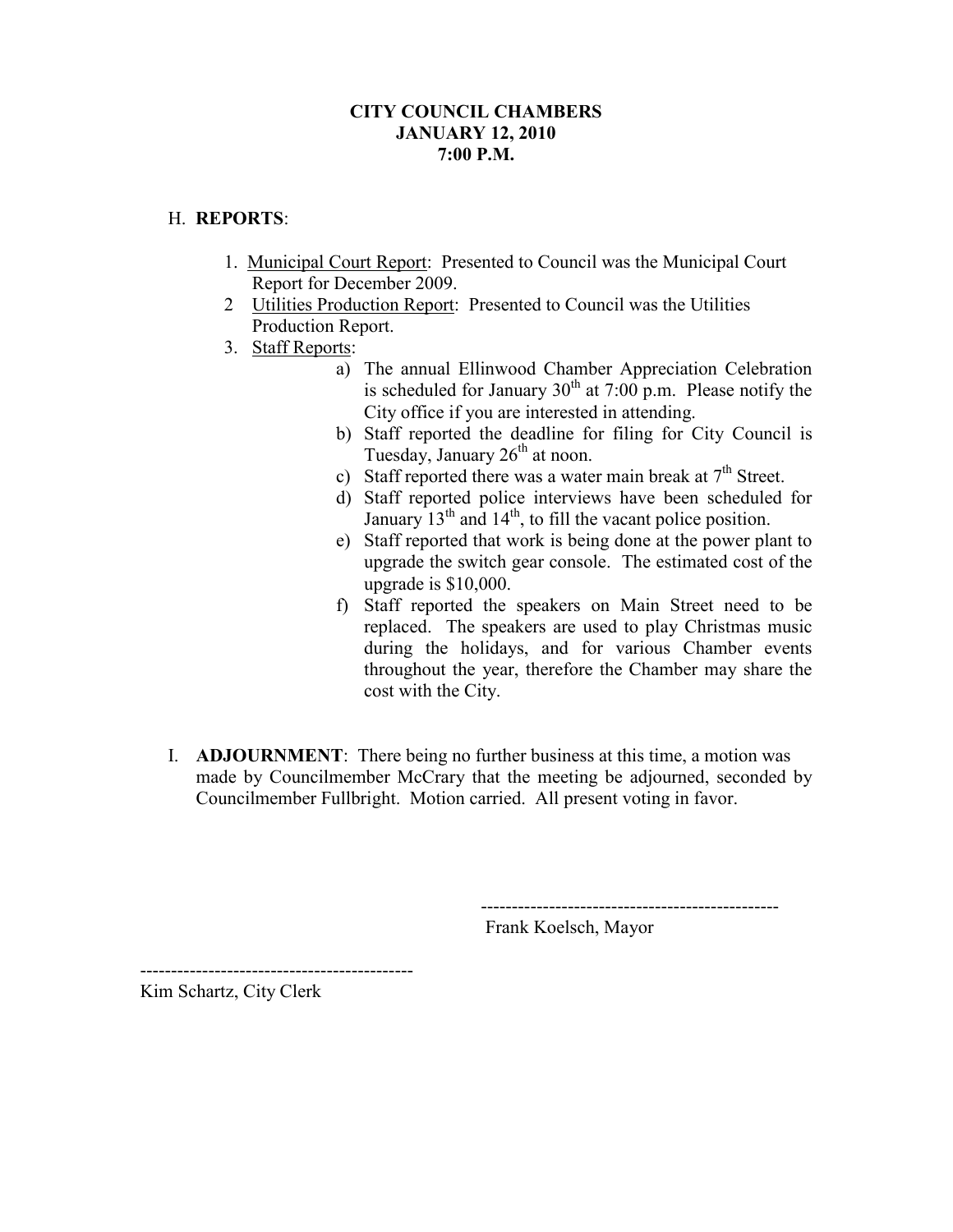**CITY COUNCIL CHAMBERS**
**JANUARY 12, 2010**
**7:00 P.M.**

H. **REPORTS**:

1. Municipal Court Report: Presented to Council was the Municipal Court Report for December 2009.
2. Utilities Production Report: Presented to Council was the Utilities Production Report.
3. Staff Reports:
   a) The annual Ellinwood Chamber Appreciation Celebration is scheduled for January 30th at 7:00 p.m. Please notify the City office if you are interested in attending.
   b) Staff reported the deadline for filing for City Council is Tuesday, January 26th at noon.
   c) Staff reported there was a water main break at 7th Street.
   d) Staff reported police interviews have been scheduled for January 13th and 14th, to fill the vacant police position.
   e) Staff reported that work is being done at the power plant to upgrade the switch gear console. The estimated cost of the upgrade is $10,000.
   f) Staff reported the speakers on Main Street need to be replaced. The speakers are used to play Christmas music during the holidays, and for various Chamber events throughout the year, therefore the Chamber may share the cost with the City.

I. **ADJOURNMENT**: There being no further business at this time, a motion was made by Councilmember McCrary that the meeting be adjourned, seconded by Councilmember Fullbright. Motion carried. All present voting in favor.

-----------------------------------------------
Frank Koelsch, Mayor

--------------------------------------------
Kim Schartz, City Clerk